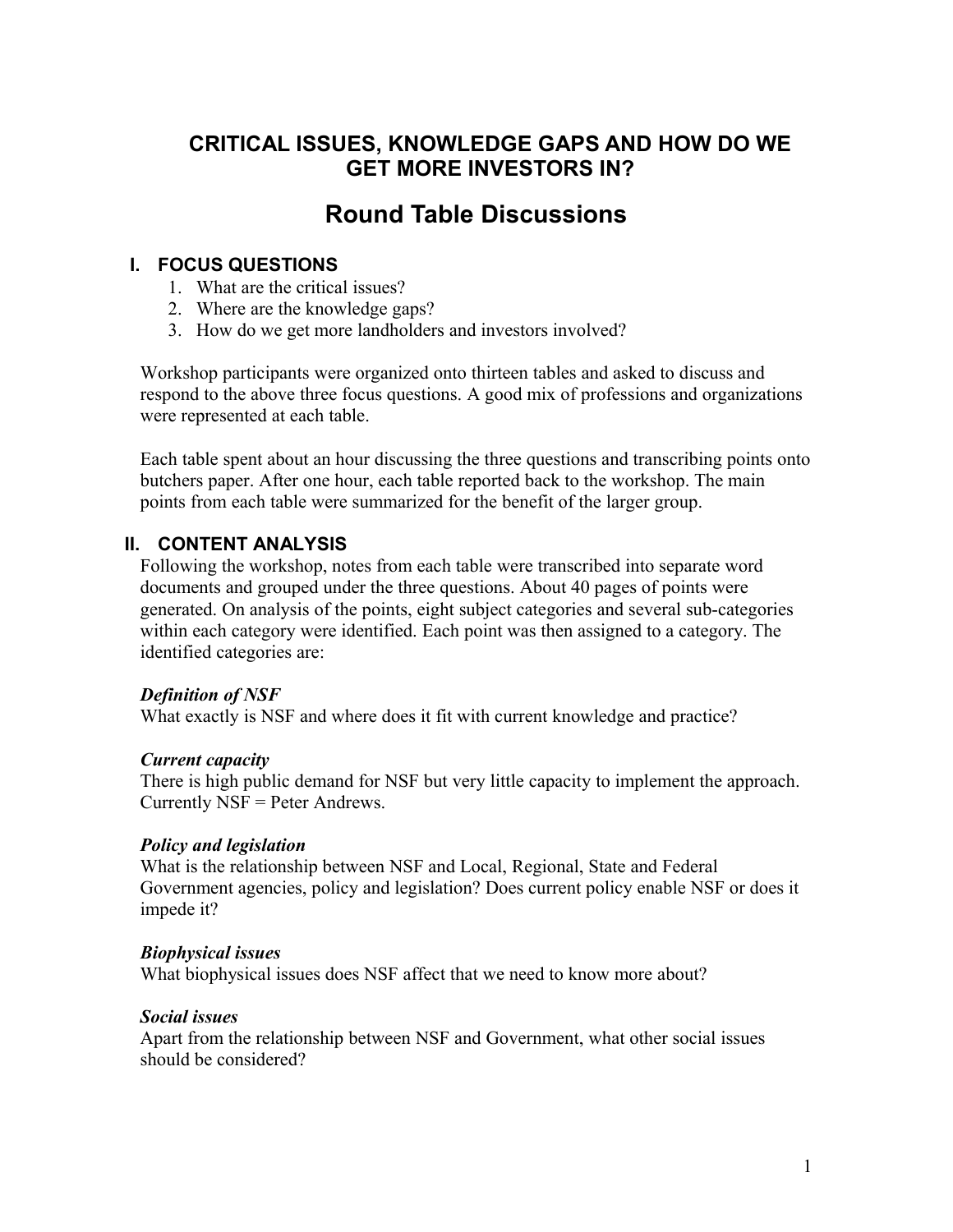# CRITICAL ISSUES, KNOWLEDGE GAPS AND HOW DO WE GET MORE INVESTORS IN?

# Round Table Discussions

## I. FOCUS QUESTIONS

1. What are the critical issues?
2. Where are the knowledge gaps?
3. How do we get more landholders and investors involved?

Workshop participants were organized onto thirteen tables and asked to discuss and respond to the above three focus questions. A good mix of professions and organizations were represented at each table.

Each table spent about an hour discussing the three questions and transcribing points onto butchers paper. After one hour, each table reported back to the workshop. The main points from each table were summarized for the benefit of the larger group.

## II. CONTENT ANALYSIS

Following the workshop, notes from each table were transcribed into separate word documents and grouped under the three questions. About 40 pages of points were generated. On analysis of the points, eight subject categories and several sub-categories within each category were identified. Each point was then assigned to a category. The identified categories are:

***Definition of NSF***
What exactly is NSF and where does it fit with current knowledge and practice?

***Current capacity***
There is high public demand for NSF but very little capacity to implement the approach. Currently NSF = Peter Andrews.

***Policy and legislation***
What is the relationship between NSF and Local, Regional, State and Federal Government agencies, policy and legislation? Does current policy enable NSF or does it impede it?

***Biophysical issues***
What biophysical issues does NSF affect that we need to know more about?

***Social issues***
Apart from the relationship between NSF and Government, what other social issues should be considered?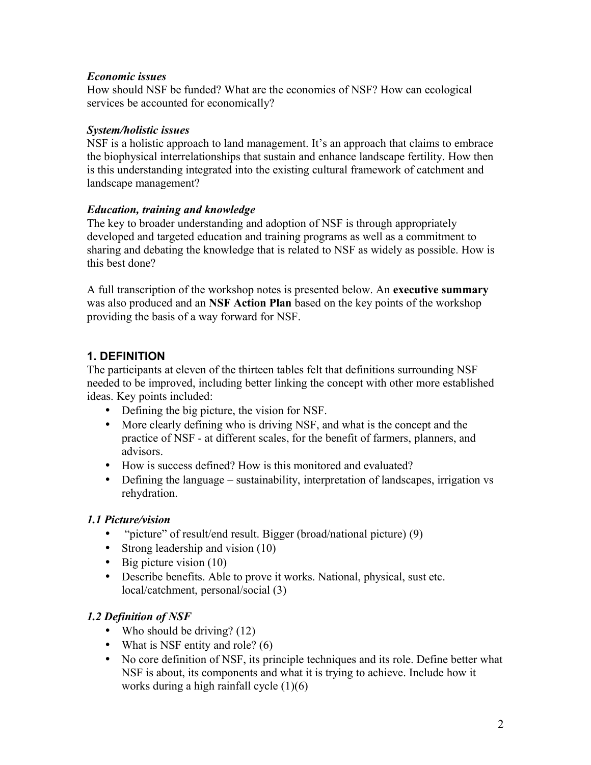***Economic issues***
How should NSF be funded? What are the economics of NSF? How can ecological services be accounted for economically?

***System/holistic issues***
NSF is a holistic approach to land management. It's an approach that claims to embrace the biophysical interrelationships that sustain and enhance landscape fertility. How then is this understanding integrated into the existing cultural framework of catchment and landscape management?

***Education, training and knowledge***
The key to broader understanding and adoption of NSF is through appropriately developed and targeted education and training programs as well as a commitment to sharing and debating the knowledge that is related to NSF as widely as possible. How is this best done?

A full transcription of the workshop notes is presented below. An **executive summary** was also produced and an **NSF Action Plan** based on the key points of the workshop providing the basis of a way forward for NSF.

## 1. DEFINITION

The participants at eleven of the thirteen tables felt that definitions surrounding NSF needed to be improved, including better linking the concept with other more established ideas. Key points included:

- Defining the big picture, the vision for NSF.
- More clearly defining who is driving NSF, and what is the concept and the practice of NSF - at different scales, for the benefit of farmers, planners, and advisors.
- How is success defined? How is this monitored and evaluated?
- Defining the language – sustainability, interpretation of landscapes, irrigation vs rehydration.

### *1.1 Picture/vision*

- "picture" of result/end result. Bigger (broad/national picture) (9)
- Strong leadership and vision (10)
- Big picture vision (10)
- Describe benefits. Able to prove it works. National, physical, sust etc. local/catchment, personal/social (3)

### *1.2 Definition of NSF*

- Who should be driving? (12)
- What is NSF entity and role? (6)
- No core definition of NSF, its principle techniques and its role. Define better what NSF is about, its components and what it is trying to achieve. Include how it works during a high rainfall cycle (1)(6)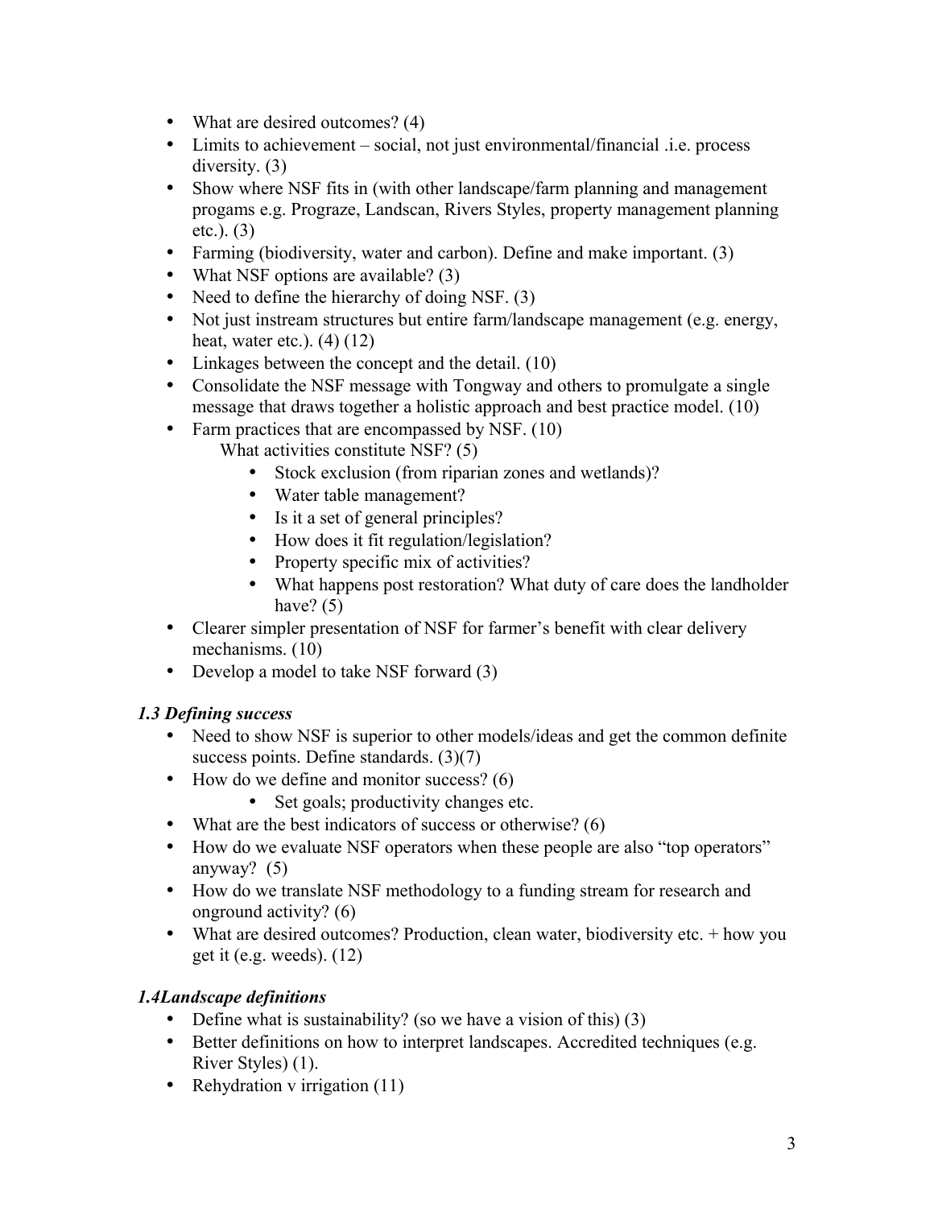- What are desired outcomes? (4)
- Limits to achievement – social, not just environmental/financial .i.e. process diversity. (3)
- Show where NSF fits in (with other landscape/farm planning and management progams e.g. Prograze, Landscan, Rivers Styles, property management planning etc.). (3)
- Farming (biodiversity, water and carbon). Define and make important. (3)
- What NSF options are available? (3)
- Need to define the hierarchy of doing NSF. (3)
- Not just instream structures but entire farm/landscape management (e.g. energy, heat, water etc.). (4) (12)
- Linkages between the concept and the detail. (10)
- Consolidate the NSF message with Tongway and others to promulgate a single message that draws together a holistic approach and best practice model. (10)
- Farm practices that are encompassed by NSF. (10)
  What activities constitute NSF? (5)
    - Stock exclusion (from riparian zones and wetlands)?
    - Water table management?
    - Is it a set of general principles?
    - How does it fit regulation/legislation?
    - Property specific mix of activities?
    - What happens post restoration? What duty of care does the landholder have? (5)
- Clearer simpler presentation of NSF for farmer's benefit with clear delivery mechanisms. (10)
- Develop a model to take NSF forward (3)

### *1.3 Defining success*

- Need to show NSF is superior to other models/ideas and get the common definite success points. Define standards. (3)(7)
- How do we define and monitor success? (6)
    - Set goals; productivity changes etc.
- What are the best indicators of success or otherwise? (6)
- How do we evaluate NSF operators when these people are also "top operators" anyway? (5)
- How do we translate NSF methodology to a funding stream for research and onground activity? (6)
- What are desired outcomes? Production, clean water, biodiversity etc. + how you get it (e.g. weeds). (12)

### *1.4Landscape definitions*

- Define what is sustainability? (so we have a vision of this) (3)
- Better definitions on how to interpret landscapes. Accredited techniques (e.g. River Styles) (1).
- Rehydration v irrigation (11)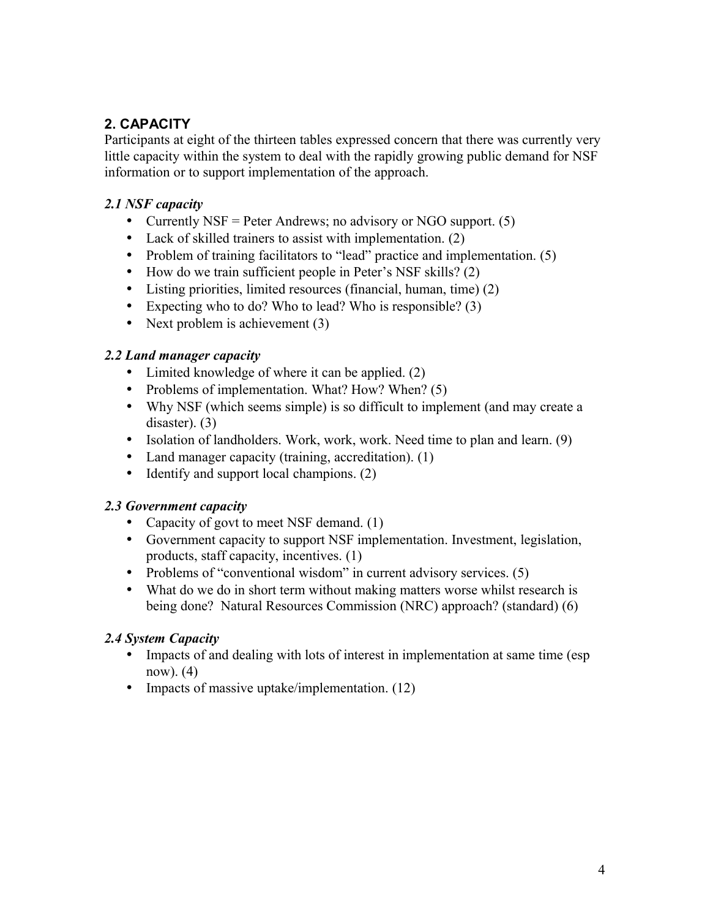## 2. CAPACITY

Participants at eight of the thirteen tables expressed concern that there was currently very little capacity within the system to deal with the rapidly growing public demand for NSF information or to support implementation of the approach.

### *2.1 NSF capacity*

- Currently NSF = Peter Andrews; no advisory or NGO support. (5)
- Lack of skilled trainers to assist with implementation. (2)
- Problem of training facilitators to "lead" practice and implementation. (5)
- How do we train sufficient people in Peter's NSF skills? (2)
- Listing priorities, limited resources (financial, human, time) (2)
- Expecting who to do? Who to lead? Who is responsible? (3)
- Next problem is achievement (3)

### *2.2 Land manager capacity*

- Limited knowledge of where it can be applied. (2)
- Problems of implementation. What? How? When? (5)
- Why NSF (which seems simple) is so difficult to implement (and may create a disaster). (3)
- Isolation of landholders. Work, work, work. Need time to plan and learn. (9)
- Land manager capacity (training, accreditation). (1)
- Identify and support local champions. (2)

### *2.3 Government capacity*

- Capacity of govt to meet NSF demand. (1)
- Government capacity to support NSF implementation. Investment, legislation, products, staff capacity, incentives. (1)
- Problems of "conventional wisdom" in current advisory services. (5)
- What do we do in short term without making matters worse whilst research is being done? Natural Resources Commission (NRC) approach? (standard) (6)

### *2.4 System Capacity*

- Impacts of and dealing with lots of interest in implementation at same time (esp now). (4)
- Impacts of massive uptake/implementation. (12)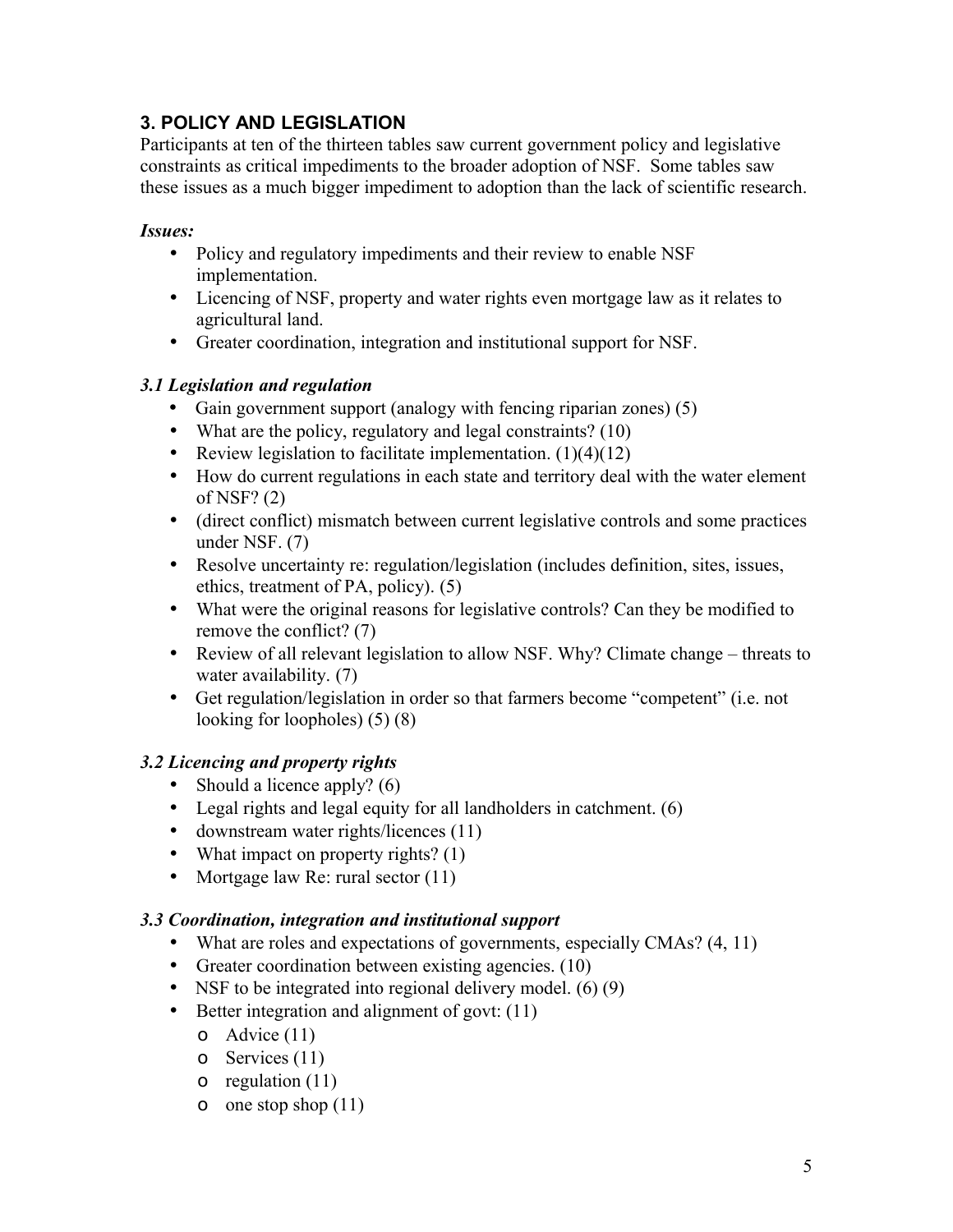## 3. POLICY AND LEGISLATION

Participants at ten of the thirteen tables saw current government policy and legislative constraints as critical impediments to the broader adoption of NSF. Some tables saw these issues as a much bigger impediment to adoption than the lack of scientific research.

***Issues:***

- Policy and regulatory impediments and their review to enable NSF implementation.
- Licencing of NSF, property and water rights even mortgage law as it relates to agricultural land.
- Greater coordination, integration and institutional support for NSF.

### *3.1 Legislation and regulation*

- Gain government support (analogy with fencing riparian zones) (5)
- What are the policy, regulatory and legal constraints? (10)
- Review legislation to facilitate implementation. (1)(4)(12)
- How do current regulations in each state and territory deal with the water element of NSF? (2)
- (direct conflict) mismatch between current legislative controls and some practices under NSF. (7)
- Resolve uncertainty re: regulation/legislation (includes definition, sites, issues, ethics, treatment of PA, policy). (5)
- What were the original reasons for legislative controls? Can they be modified to remove the conflict? (7)
- Review of all relevant legislation to allow NSF. Why? Climate change – threats to water availability. (7)
- Get regulation/legislation in order so that farmers become "competent" (i.e. not looking for loopholes) (5) (8)

### *3.2 Licencing and property rights*

- Should a licence apply? (6)
- Legal rights and legal equity for all landholders in catchment. (6)
- downstream water rights/licences (11)
- What impact on property rights? (1)
- Mortgage law Re: rural sector (11)

### *3.3 Coordination, integration and institutional support*

- What are roles and expectations of governments, especially CMAs? (4, 11)
- Greater coordination between existing agencies. (10)
- NSF to be integrated into regional delivery model. (6) (9)
- Better integration and alignment of govt: (11)
  - Advice (11)
  - Services (11)
  - regulation (11)
  - one stop shop (11)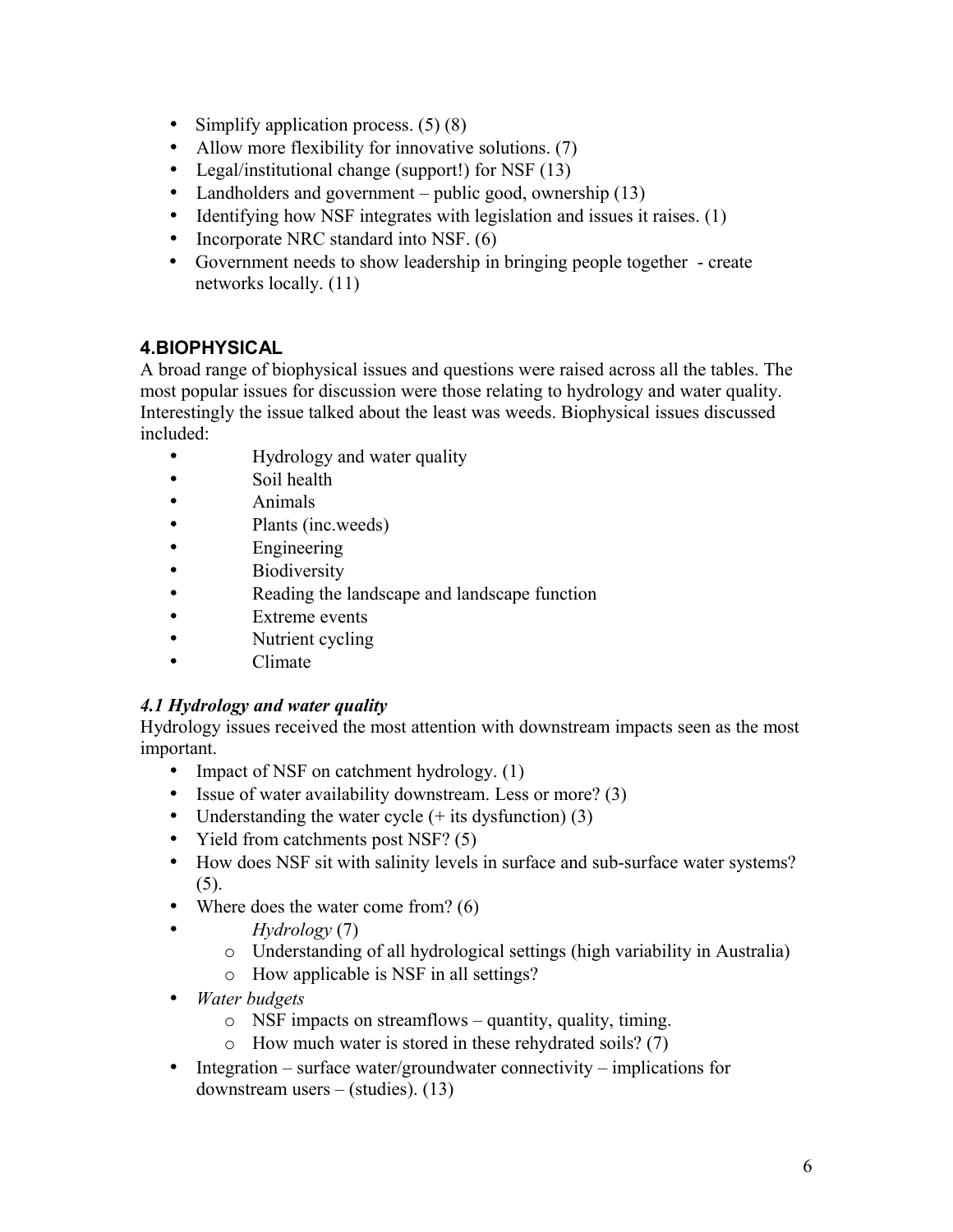- Simplify application process. (5) (8)
- Allow more flexibility for innovative solutions. (7)
- Legal/institutional change (support!) for NSF (13)
- Landholders and government – public good, ownership (13)
- Identifying how NSF integrates with legislation and issues it raises. (1)
- Incorporate NRC standard into NSF. (6)
- Government needs to show leadership in bringing people together - create networks locally. (11)

## 4.BIOPHYSICAL

A broad range of biophysical issues and questions were raised across all the tables. The most popular issues for discussion were those relating to hydrology and water quality. Interestingly the issue talked about the least was weeds. Biophysical issues discussed included:

- Hydrology and water quality
- Soil health
- Animals
- Plants (inc.weeds)
- Engineering
- Biodiversity
- Reading the landscape and landscape function
- Extreme events
- Nutrient cycling
- Climate

### *4.1 Hydrology and water quality*

Hydrology issues received the most attention with downstream impacts seen as the most important.

- Impact of NSF on catchment hydrology. (1)
- Issue of water availability downstream. Less or more? (3)
- Understanding the water cycle (+ its dysfunction) (3)
- Yield from catchments post NSF? (5)
- How does NSF sit with salinity levels in surface and sub-surface water systems? (5).
- Where does the water come from? (6)
- *Hydrology* (7)
  - Understanding of all hydrological settings (high variability in Australia)
  - How applicable is NSF in all settings?
- *Water budgets*
  - NSF impacts on streamflows – quantity, quality, timing.
  - How much water is stored in these rehydrated soils? (7)
- Integration – surface water/groundwater connectivity – implications for downstream users – (studies). (13)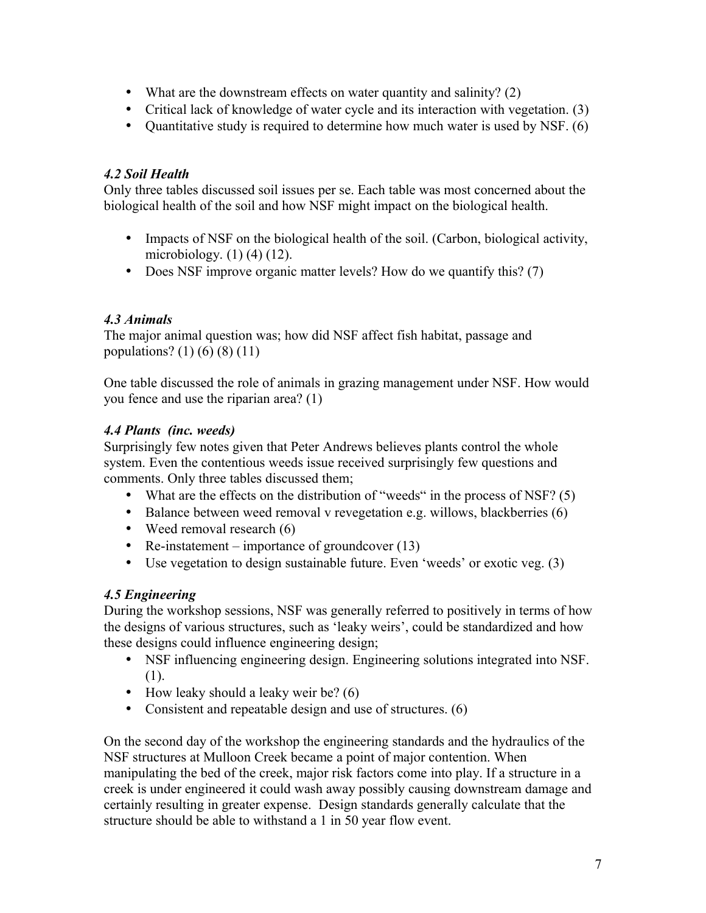- What are the downstream effects on water quantity and salinity? (2)
- Critical lack of knowledge of water cycle and its interaction with vegetation. (3)
- Quantitative study is required to determine how much water is used by NSF. (6)

### *4.2 Soil Health*

Only three tables discussed soil issues per se. Each table was most concerned about the biological health of the soil and how NSF might impact on the biological health.

- Impacts of NSF on the biological health of the soil. (Carbon, biological activity, microbiology. (1) (4) (12).
- Does NSF improve organic matter levels? How do we quantify this? (7)

### *4.3 Animals*

The major animal question was; how did NSF affect fish habitat, passage and populations? (1) (6) (8) (11)

One table discussed the role of animals in grazing management under NSF. How would you fence and use the riparian area? (1)

### *4.4 Plants (inc. weeds)*

Surprisingly few notes given that Peter Andrews believes plants control the whole system. Even the contentious weeds issue received surprisingly few questions and comments. Only three tables discussed them;

- What are the effects on the distribution of "weeds" in the process of NSF? (5)
- Balance between weed removal v revegetation e.g. willows, blackberries (6)
- Weed removal research (6)
- Re-instatement – importance of groundcover (13)
- Use vegetation to design sustainable future. Even 'weeds' or exotic veg. (3)

### *4.5 Engineering*

During the workshop sessions, NSF was generally referred to positively in terms of how the designs of various structures, such as 'leaky weirs', could be standardized and how these designs could influence engineering design;

- NSF influencing engineering design. Engineering solutions integrated into NSF. (1).
- How leaky should a leaky weir be? (6)
- Consistent and repeatable design and use of structures. (6)

On the second day of the workshop the engineering standards and the hydraulics of the NSF structures at Mulloon Creek became a point of major contention. When manipulating the bed of the creek, major risk factors come into play. If a structure in a creek is under engineered it could wash away possibly causing downstream damage and certainly resulting in greater expense. Design standards generally calculate that the structure should be able to withstand a 1 in 50 year flow event.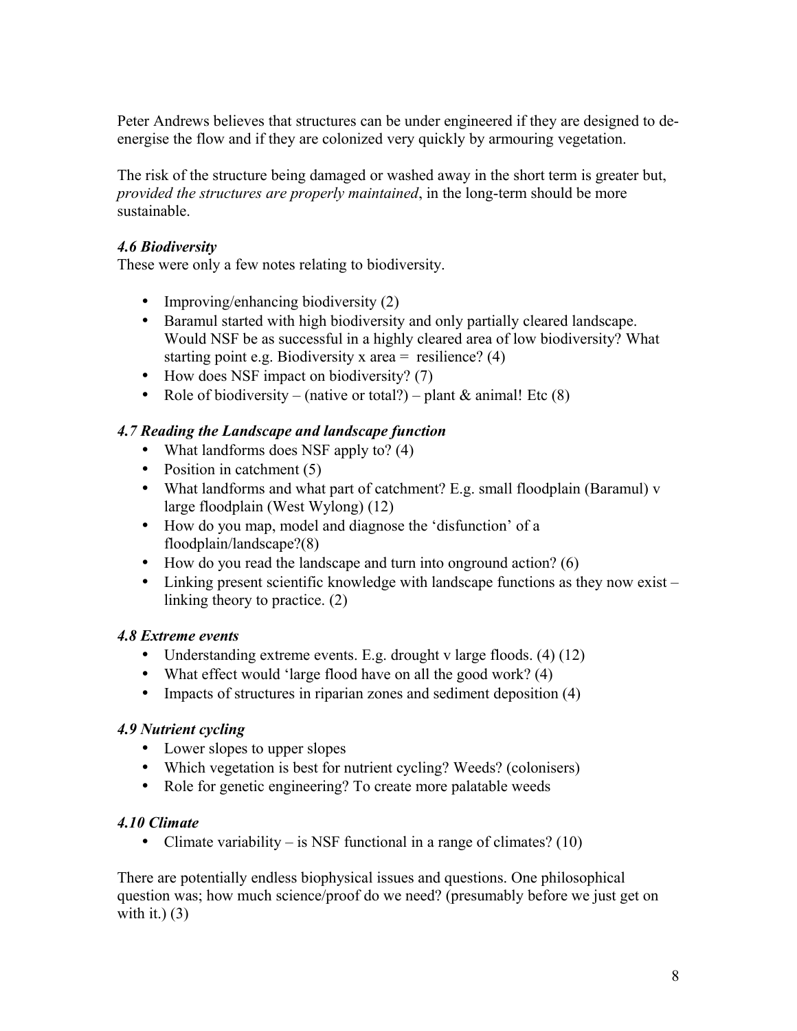Peter Andrews believes that structures can be under engineered if they are designed to de-energise the flow and if they are colonized very quickly by armouring vegetation.

The risk of the structure being damaged or washed away in the short term is greater but, *provided the structures are properly maintained*, in the long-term should be more sustainable.

### *4.6 Biodiversity*

These were only a few notes relating to biodiversity.

- Improving/enhancing biodiversity (2)
- Baramul started with high biodiversity and only partially cleared landscape. Would NSF be as successful in a highly cleared area of low biodiversity? What starting point e.g. Biodiversity x area = resilience? (4)
- How does NSF impact on biodiversity? (7)
- Role of biodiversity – (native or total?) – plant & animal! Etc (8)

### *4.7 Reading the Landscape and landscape function*

- What landforms does NSF apply to? (4)
- Position in catchment (5)
- What landforms and what part of catchment? E.g. small floodplain (Baramul) v large floodplain (West Wylong) (12)
- How do you map, model and diagnose the 'disfunction' of a floodplain/landscape?(8)
- How do you read the landscape and turn into onground action? (6)
- Linking present scientific knowledge with landscape functions as they now exist – linking theory to practice. (2)

### *4.8 Extreme events*

- Understanding extreme events. E.g. drought v large floods. (4) (12)
- What effect would 'large flood have on all the good work? (4)
- Impacts of structures in riparian zones and sediment deposition (4)

### *4.9 Nutrient cycling*

- Lower slopes to upper slopes
- Which vegetation is best for nutrient cycling? Weeds? (colonisers)
- Role for genetic engineering? To create more palatable weeds

### *4.10 Climate*

- Climate variability – is NSF functional in a range of climates? (10)

There are potentially endless biophysical issues and questions. One philosophical question was; how much science/proof do we need? (presumably before we just get on with it.) (3)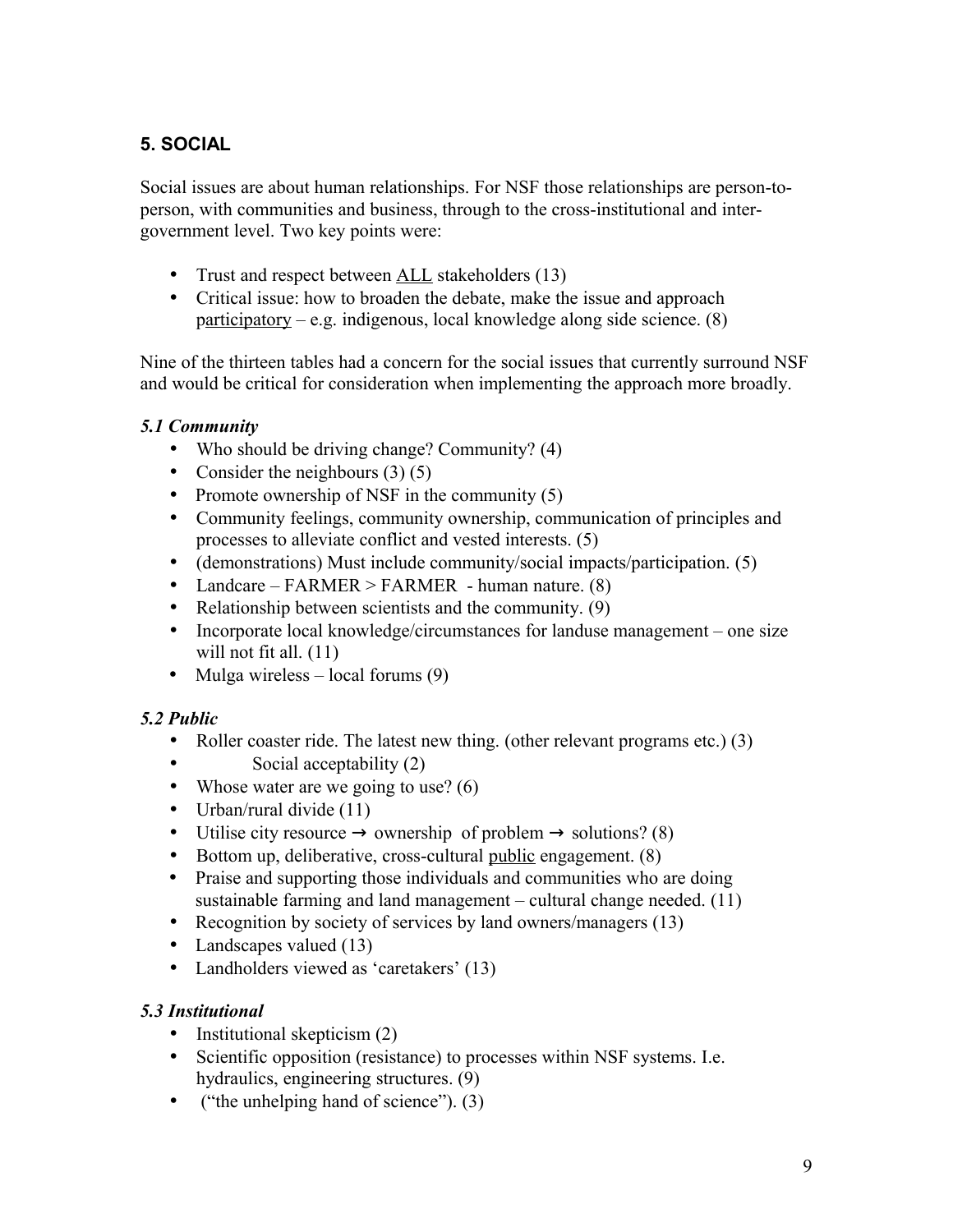## 5. SOCIAL

Social issues are about human relationships. For NSF those relationships are person-to-person, with communities and business, through to the cross-institutional and inter-government level. Two key points were:

- Trust and respect between <u>ALL</u> stakeholders (13)
- Critical issue: how to broaden the debate, make the issue and approach <u>participatory</u> – e.g. indigenous, local knowledge along side science. (8)

Nine of the thirteen tables had a concern for the social issues that currently surround NSF and would be critical for consideration when implementing the approach more broadly.

### *5.1 Community*

- Who should be driving change? Community? (4)
- Consider the neighbours (3) (5)
- Promote ownership of NSF in the community (5)
- Community feelings, community ownership, communication of principles and processes to alleviate conflict and vested interests. (5)
- (demonstrations) Must include community/social impacts/participation. (5)
- Landcare – FARMER > FARMER - human nature. (8)
- Relationship between scientists and the community. (9)
- Incorporate local knowledge/circumstances for landuse management – one size will not fit all. (11)
- Mulga wireless – local forums (9)

### *5.2 Public*

- Roller coaster ride. The latest new thing. (other relevant programs etc.) (3)
- Social acceptability (2)
- Whose water are we going to use? (6)
- Urban/rural divide (11)
- Utilise city resource → ownership of problem → solutions? (8)
- Bottom up, deliberative, cross-cultural <u>public</u> engagement. (8)
- Praise and supporting those individuals and communities who are doing sustainable farming and land management – cultural change needed. (11)
- Recognition by society of services by land owners/managers (13)
- Landscapes valued (13)
- Landholders viewed as 'caretakers' (13)

### *5.3 Institutional*

- Institutional skepticism (2)
- Scientific opposition (resistance) to processes within NSF systems. I.e. hydraulics, engineering structures. (9)
- ("the unhelping hand of science"). (3)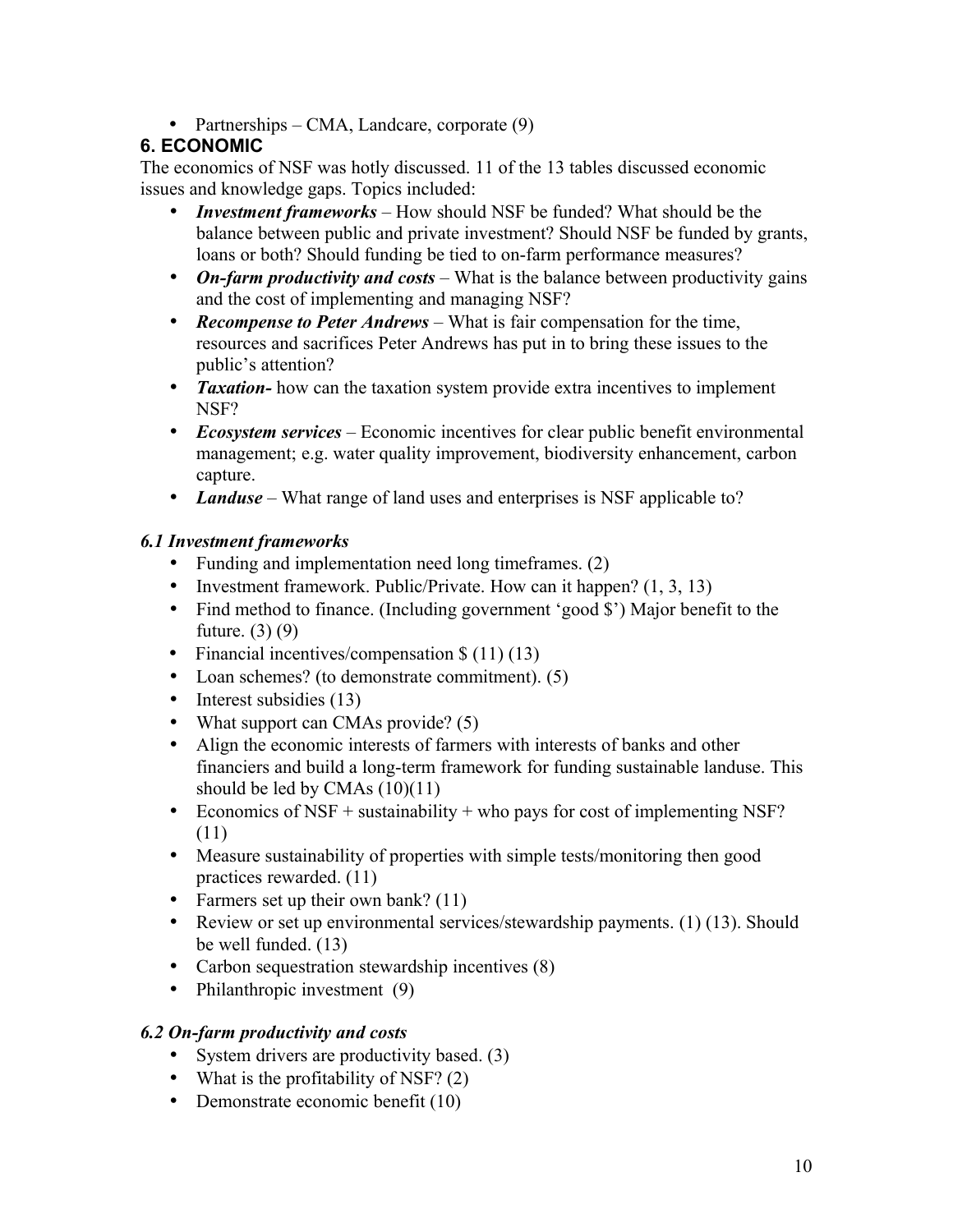- Partnerships – CMA, Landcare, corporate (9)

## 6. ECONOMIC

The economics of NSF was hotly discussed. 11 of the 13 tables discussed economic issues and knowledge gaps. Topics included:

- ***Investment frameworks*** – How should NSF be funded? What should be the balance between public and private investment? Should NSF be funded by grants, loans or both? Should funding be tied to on-farm performance measures?
- ***On-farm productivity and costs*** – What is the balance between productivity gains and the cost of implementing and managing NSF?
- ***Recompense to Peter Andrews*** – What is fair compensation for the time, resources and sacrifices Peter Andrews has put in to bring these issues to the public's attention?
- ***Taxation-*** how can the taxation system provide extra incentives to implement NSF?
- ***Ecosystem services*** – Economic incentives for clear public benefit environmental management; e.g. water quality improvement, biodiversity enhancement, carbon capture.
- ***Landuse*** – What range of land uses and enterprises is NSF applicable to?

### *6.1 Investment frameworks*

- Funding and implementation need long timeframes. (2)
- Investment framework. Public/Private. How can it happen? (1, 3, 13)
- Find method to finance. (Including government 'good $') Major benefit to the future. (3) (9)
- Financial incentives/compensation $ (11) (13)
- Loan schemes? (to demonstrate commitment). (5)
- Interest subsidies (13)
- What support can CMAs provide? (5)
- Align the economic interests of farmers with interests of banks and other financiers and build a long-term framework for funding sustainable landuse. This should be led by CMAs (10)(11)
- Economics of NSF + sustainability + who pays for cost of implementing NSF? (11)
- Measure sustainability of properties with simple tests/monitoring then good practices rewarded. (11)
- Farmers set up their own bank? (11)
- Review or set up environmental services/stewardship payments. (1) (13). Should be well funded. (13)
- Carbon sequestration stewardship incentives (8)
- Philanthropic investment (9)

### *6.2 On-farm productivity and costs*

- System drivers are productivity based. (3)
- What is the profitability of NSF? (2)
- Demonstrate economic benefit (10)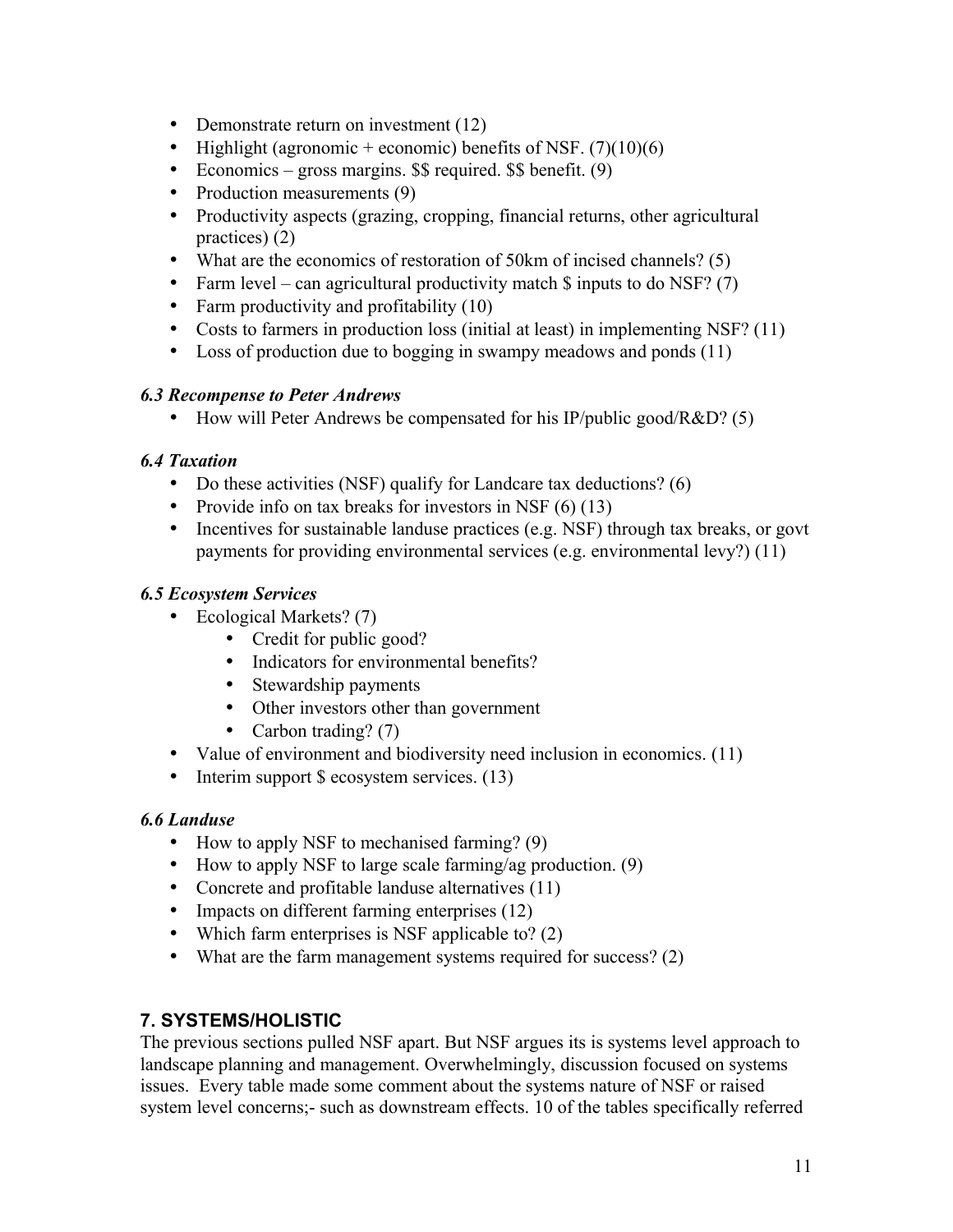- Demonstrate return on investment (12)
- Highlight (agronomic + economic) benefits of NSF. (7)(10)(6)
- Economics – gross margins. $$ required. $$ benefit. (9)
- Production measurements (9)
- Productivity aspects (grazing, cropping, financial returns, other agricultural practices) (2)
- What are the economics of restoration of 50km of incised channels? (5)
- Farm level – can agricultural productivity match $ inputs to do NSF? (7)
- Farm productivity and profitability (10)
- Costs to farmers in production loss (initial at least) in implementing NSF? (11)
- Loss of production due to bogging in swampy meadows and ponds (11)

### *6.3 Recompense to Peter Andrews*

- How will Peter Andrews be compensated for his IP/public good/R&D? (5)

### *6.4 Taxation*

- Do these activities (NSF) qualify for Landcare tax deductions? (6)
- Provide info on tax breaks for investors in NSF (6) (13)
- Incentives for sustainable landuse practices (e.g. NSF) through tax breaks, or govt payments for providing environmental services (e.g. environmental levy?) (11)

### *6.5 Ecosystem Services*

- Ecological Markets? (7)
  - Credit for public good?
  - Indicators for environmental benefits?
  - Stewardship payments
  - Other investors other than government
  - Carbon trading? (7)
- Value of environment and biodiversity need inclusion in economics. (11)
- Interim support $ ecosystem services. (13)

### *6.6 Landuse*

- How to apply NSF to mechanised farming? (9)
- How to apply NSF to large scale farming/ag production. (9)
- Concrete and profitable landuse alternatives (11)
- Impacts on different farming enterprises (12)
- Which farm enterprises is NSF applicable to? (2)
- What are the farm management systems required for success? (2)

## 7. SYSTEMS/HOLISTIC

The previous sections pulled NSF apart. But NSF argues its is systems level approach to landscape planning and management. Overwhelmingly, discussion focused on systems issues. Every table made some comment about the systems nature of NSF or raised system level concerns;- such as downstream effects. 10 of the tables specifically referred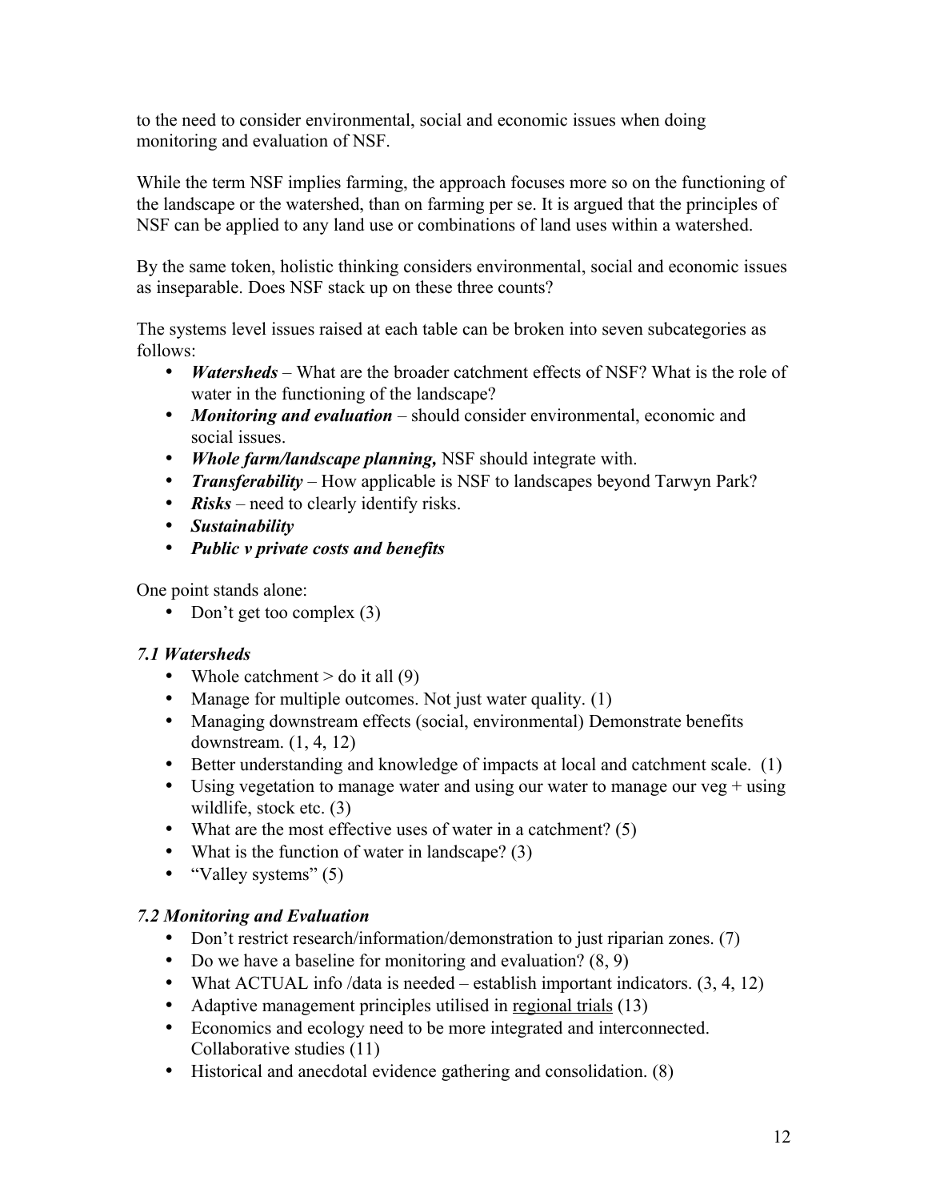to the need to consider environmental, social and economic issues when doing monitoring and evaluation of NSF.

While the term NSF implies farming, the approach focuses more so on the functioning of the landscape or the watershed, than on farming per se. It is argued that the principles of NSF can be applied to any land use or combinations of land uses within a watershed.

By the same token, holistic thinking considers environmental, social and economic issues as inseparable. Does NSF stack up on these three counts?

The systems level issues raised at each table can be broken into seven subcategories as follows:

- ***Watersheds*** – What are the broader catchment effects of NSF? What is the role of water in the functioning of the landscape?
- ***Monitoring and evaluation*** – should consider environmental, economic and social issues.
- ***Whole farm/landscape planning,*** NSF should integrate with.
- ***Transferability*** – How applicable is NSF to landscapes beyond Tarwyn Park?
- ***Risks*** – need to clearly identify risks.
- ***Sustainability***
- ***Public v private costs and benefits***

One point stands alone:

- Don't get too complex (3)

### *7.1 Watersheds*

- Whole catchment > do it all (9)
- Manage for multiple outcomes. Not just water quality. (1)
- Managing downstream effects (social, environmental) Demonstrate benefits downstream. (1, 4, 12)
- Better understanding and knowledge of impacts at local and catchment scale. (1)
- Using vegetation to manage water and using our water to manage our veg + using wildlife, stock etc. (3)
- What are the most effective uses of water in a catchment? (5)
- What is the function of water in landscape? (3)
- "Valley systems" (5)

### *7.2 Monitoring and Evaluation*

- Don't restrict research/information/demonstration to just riparian zones. (7)
- Do we have a baseline for monitoring and evaluation? (8, 9)
- What ACTUAL info /data is needed – establish important indicators. (3, 4, 12)
- Adaptive management principles utilised in regional trials (13)
- Economics and ecology need to be more integrated and interconnected. Collaborative studies (11)
- Historical and anecdotal evidence gathering and consolidation. (8)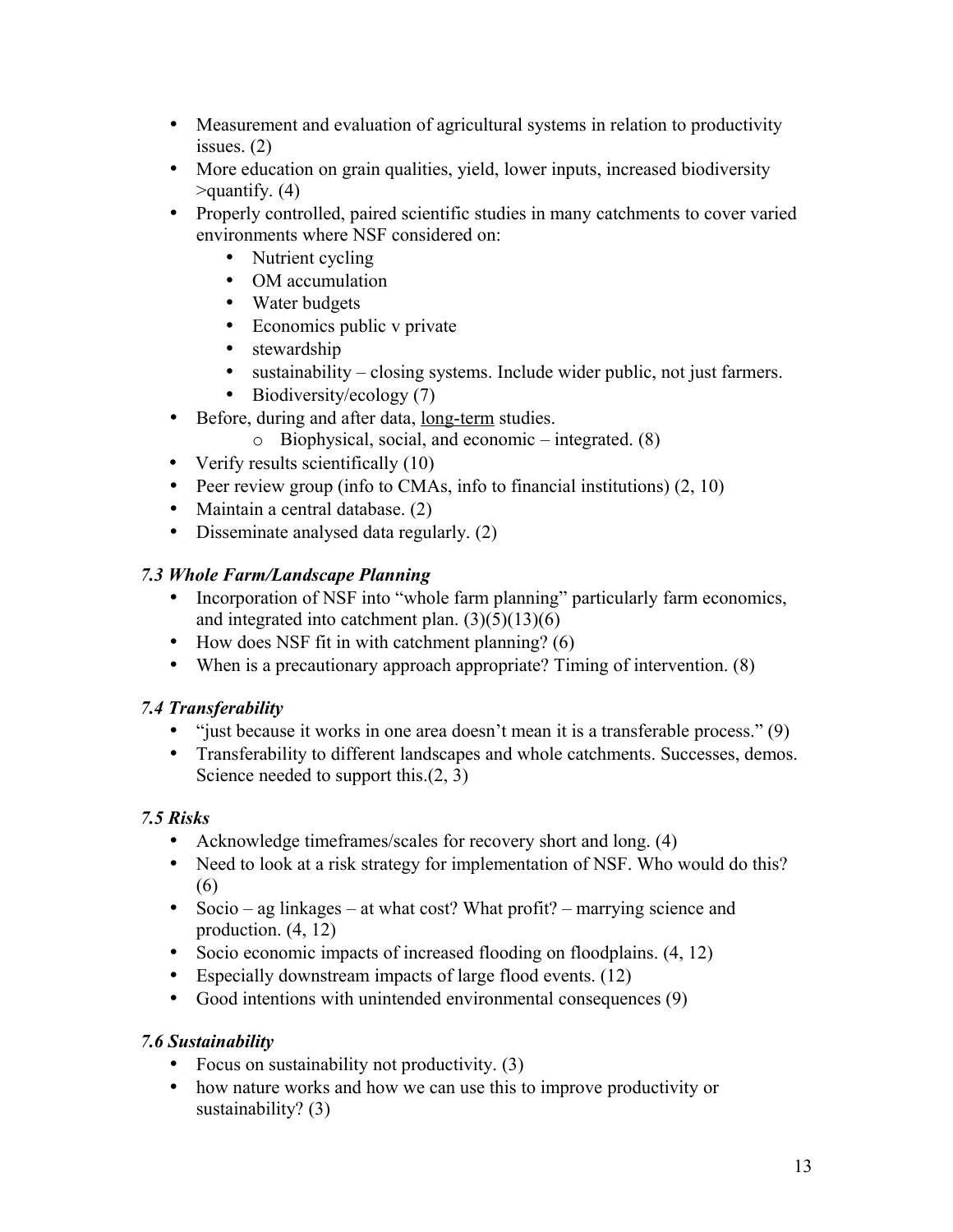- Measurement and evaluation of agricultural systems in relation to productivity issues. (2)
- More education on grain qualities, yield, lower inputs, increased biodiversity >quantify. (4)
- Properly controlled, paired scientific studies in many catchments to cover varied environments where NSF considered on:
    - Nutrient cycling
    - OM accumulation
    - Water budgets
    - Economics public v private
    - stewardship
    - sustainability – closing systems. Include wider public, not just farmers.
    - Biodiversity/ecology (7)
- Before, during and after data, <u>long-term</u> studies.
    - Biophysical, social, and economic – integrated. (8)
- Verify results scientifically (10)
- Peer review group (info to CMAs, info to financial institutions) (2, 10)
- Maintain a central database. (2)
- Disseminate analysed data regularly. (2)

### *7.3 Whole Farm/Landscape Planning*

- Incorporation of NSF into "whole farm planning" particularly farm economics, and integrated into catchment plan. (3)(5)(13)(6)
- How does NSF fit in with catchment planning? (6)
- When is a precautionary approach appropriate? Timing of intervention. (8)

### *7.4 Transferability*

- "just because it works in one area doesn't mean it is a transferable process." (9)
- Transferability to different landscapes and whole catchments. Successes, demos. Science needed to support this.(2, 3)

### *7.5 Risks*

- Acknowledge timeframes/scales for recovery short and long. (4)
- Need to look at a risk strategy for implementation of NSF. Who would do this? (6)
- Socio – ag linkages – at what cost? What profit? – marrying science and production. (4, 12)
- Socio economic impacts of increased flooding on floodplains. (4, 12)
- Especially downstream impacts of large flood events. (12)
- Good intentions with unintended environmental consequences (9)

### *7.6 Sustainability*

- Focus on sustainability not productivity. (3)
- how nature works and how we can use this to improve productivity or sustainability? (3)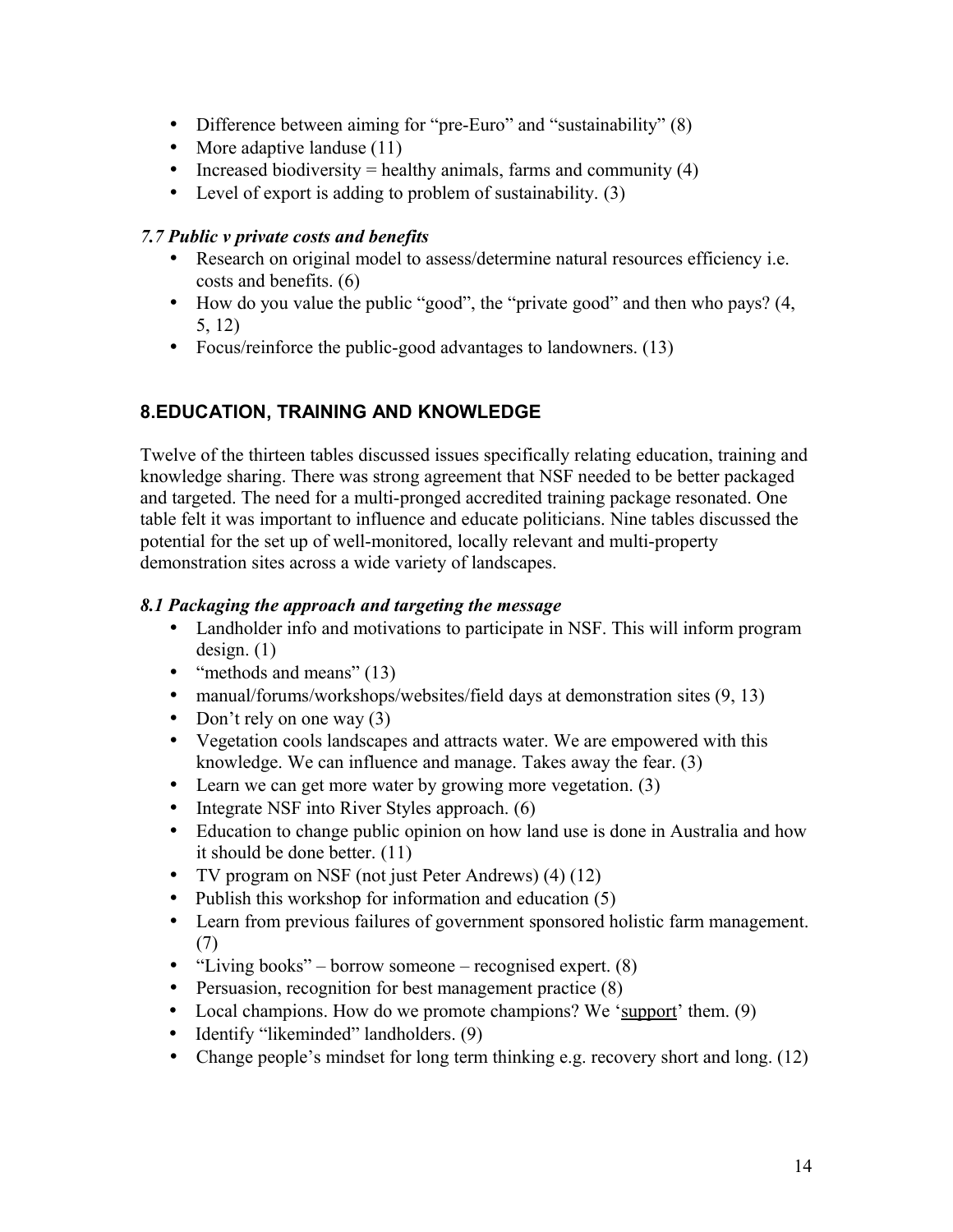- Difference between aiming for "pre-Euro" and "sustainability" (8)
- More adaptive landuse (11)
- Increased biodiversity = healthy animals, farms and community (4)
- Level of export is adding to problem of sustainability. (3)

### *7.7 Public v private costs and benefits*

- Research on original model to assess/determine natural resources efficiency i.e. costs and benefits. (6)
- How do you value the public "good", the "private good" and then who pays? (4, 5, 12)
- Focus/reinforce the public-good advantages to landowners. (13)

## 8.EDUCATION, TRAINING AND KNOWLEDGE

Twelve of the thirteen tables discussed issues specifically relating education, training and knowledge sharing. There was strong agreement that NSF needed to be better packaged and targeted. The need for a multi-pronged accredited training package resonated. One table felt it was important to influence and educate politicians. Nine tables discussed the potential for the set up of well-monitored, locally relevant and multi-property demonstration sites across a wide variety of landscapes.

### *8.1 Packaging the approach and targeting the message*

- Landholder info and motivations to participate in NSF. This will inform program design. (1)
- "methods and means" (13)
- manual/forums/workshops/websites/field days at demonstration sites (9, 13)
- Don't rely on one way (3)
- Vegetation cools landscapes and attracts water. We are empowered with this knowledge. We can influence and manage. Takes away the fear. (3)
- Learn we can get more water by growing more vegetation. (3)
- Integrate NSF into River Styles approach. (6)
- Education to change public opinion on how land use is done in Australia and how it should be done better. (11)
- TV program on NSF (not just Peter Andrews) (4) (12)
- Publish this workshop for information and education (5)
- Learn from previous failures of government sponsored holistic farm management. (7)
- "Living books" – borrow someone – recognised expert. (8)
- Persuasion, recognition for best management practice (8)
- Local champions. How do we promote champions? We '<u>support</u>' them. (9)
- Identify "likeminded" landholders. (9)
- Change people's mindset for long term thinking e.g. recovery short and long. (12)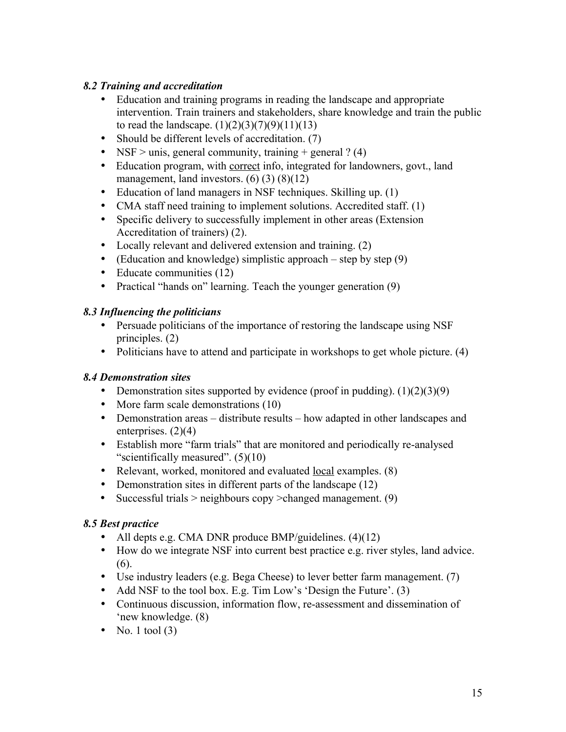### *8.2 Training and accreditation*

- Education and training programs in reading the landscape and appropriate intervention. Train trainers and stakeholders, share knowledge and train the public to read the landscape. (1)(2)(3)(7)(9)(11)(13)
- Should be different levels of accreditation. (7)
- NSF > unis, general community, training + general ? (4)
- Education program, with <u>correct</u> info, integrated for landowners, govt., land management, land investors. (6) (3) (8)(12)
- Education of land managers in NSF techniques. Skilling up. (1)
- CMA staff need training to implement solutions. Accredited staff. (1)
- Specific delivery to successfully implement in other areas (Extension Accreditation of trainers) (2).
- Locally relevant and delivered extension and training. (2)
- (Education and knowledge) simplistic approach – step by step (9)
- Educate communities (12)
- Practical "hands on" learning. Teach the younger generation (9)

### *8.3 Influencing the politicians*

- Persuade politicians of the importance of restoring the landscape using NSF principles. (2)
- Politicians have to attend and participate in workshops to get whole picture. (4)

### *8.4 Demonstration sites*

- Demonstration sites supported by evidence (proof in pudding). (1)(2)(3)(9)
- More farm scale demonstrations (10)
- Demonstration areas – distribute results – how adapted in other landscapes and enterprises. (2)(4)
- Establish more "farm trials" that are monitored and periodically re-analysed "scientifically measured". (5)(10)
- Relevant, worked, monitored and evaluated <u>local</u> examples. (8)
- Demonstration sites in different parts of the landscape (12)
- Successful trials > neighbours copy >changed management. (9)

### *8.5 Best practice*

- All depts e.g. CMA DNR produce BMP/guidelines. (4)(12)
- How do we integrate NSF into current best practice e.g. river styles, land advice. (6).
- Use industry leaders (e.g. Bega Cheese) to lever better farm management. (7)
- Add NSF to the tool box. E.g. Tim Low's 'Design the Future'. (3)
- Continuous discussion, information flow, re-assessment and dissemination of 'new knowledge. (8)
- No. 1 tool (3)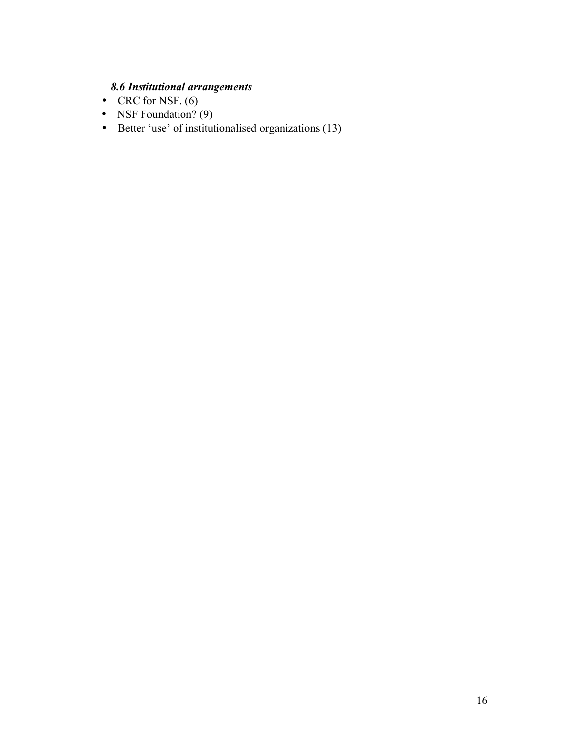### *8.6 Institutional arrangements*

- CRC for NSF. (6)
- NSF Foundation? (9)
- Better 'use' of institutionalised organizations (13)